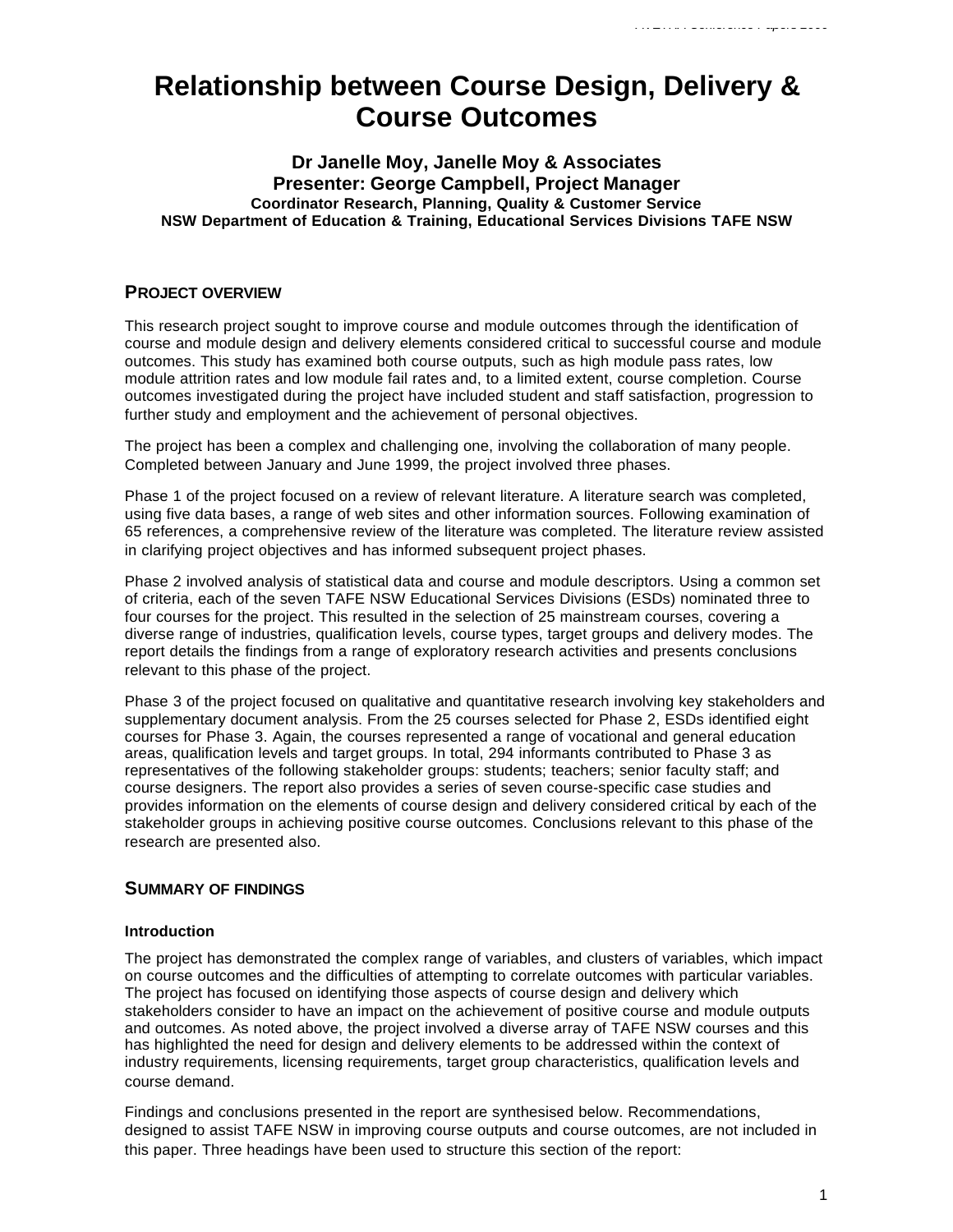# Relationship between Course Design, Delivery & Course Outcomes

**Dr Janelle Moy, Janelle Moy & Associates**
**Presenter: George Campbell, Project Manager**
**Coordinator Research, Planning, Quality & Customer Service**
**NSW Department of Education & Training, Educational Services Divisions TAFE NSW**

## PROJECT OVERVIEW

This research project sought to improve course and module outcomes through the identification of course and module design and delivery elements considered critical to successful course and module outcomes. This study has examined both course outputs, such as high module pass rates, low module attrition rates and low module fail rates and, to a limited extent, course completion. Course outcomes investigated during the project have included student and staff satisfaction, progression to further study and employment and the achievement of personal objectives.

The project has been a complex and challenging one, involving the collaboration of many people. Completed between January and June 1999, the project involved three phases.

Phase 1 of the project focused on a review of relevant literature. A literature search was completed, using five data bases, a range of web sites and other information sources. Following examination of 65 references, a comprehensive review of the literature was completed. The literature review assisted in clarifying project objectives and has informed subsequent project phases.

Phase 2 involved analysis of statistical data and course and module descriptors. Using a common set of criteria, each of the seven TAFE NSW Educational Services Divisions (ESDs) nominated three to four courses for the project. This resulted in the selection of 25 mainstream courses, covering a diverse range of industries, qualification levels, course types, target groups and delivery modes. The report details the findings from a range of exploratory research activities and presents conclusions relevant to this phase of the project.

Phase 3 of the project focused on qualitative and quantitative research involving key stakeholders and supplementary document analysis. From the 25 courses selected for Phase 2, ESDs identified eight courses for Phase 3. Again, the courses represented a range of vocational and general education areas, qualification levels and target groups. In total, 294 informants contributed to Phase 3 as representatives of the following stakeholder groups: students; teachers; senior faculty staff; and course designers. The report also provides a series of seven course-specific case studies and provides information on the elements of course design and delivery considered critical by each of the stakeholder groups in achieving positive course outcomes. Conclusions relevant to this phase of the research are presented also.

## SUMMARY OF FINDINGS

### Introduction

The project has demonstrated the complex range of variables, and clusters of variables, which impact on course outcomes and the difficulties of attempting to correlate outcomes with particular variables. The project has focused on identifying those aspects of course design and delivery which stakeholders consider to have an impact on the achievement of positive course and module outputs and outcomes. As noted above, the project involved a diverse array of TAFE NSW courses and this has highlighted the need for design and delivery elements to be addressed within the context of industry requirements, licensing requirements, target group characteristics, qualification levels and course demand.

Findings and conclusions presented in the report are synthesised below. Recommendations, designed to assist TAFE NSW in improving course outputs and course outcomes, are not included in this paper. Three headings have been used to structure this section of the report: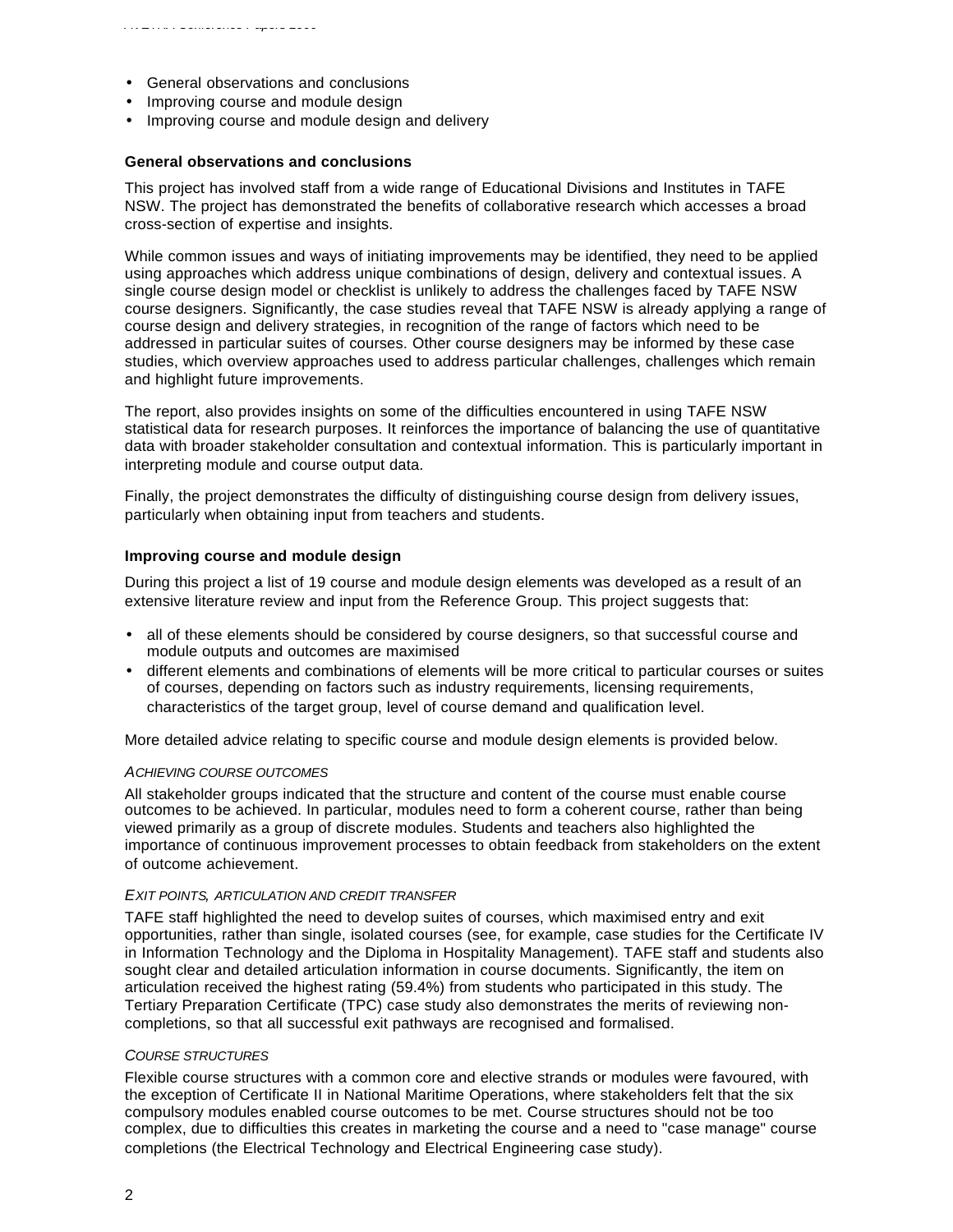- General observations and conclusions
- Improving course and module design
- Improving course and module design and delivery

**General observations and conclusions**

This project has involved staff from a wide range of Educational Divisions and Institutes in TAFE NSW. The project has demonstrated the benefits of collaborative research which accesses a broad cross-section of expertise and insights.

While common issues and ways of initiating improvements may be identified, they need to be applied using approaches which address unique combinations of design, delivery and contextual issues. A single course design model or checklist is unlikely to address the challenges faced by TAFE NSW course designers. Significantly, the case studies reveal that TAFE NSW is already applying a range of course design and delivery strategies, in recognition of the range of factors which need to be addressed in particular suites of courses. Other course designers may be informed by these case studies, which overview approaches used to address particular challenges, challenges which remain and highlight future improvements.

The report, also provides insights on some of the difficulties encountered in using TAFE NSW statistical data for research purposes. It reinforces the importance of balancing the use of quantitative data with broader stakeholder consultation and contextual information. This is particularly important in interpreting module and course output data.

Finally, the project demonstrates the difficulty of distinguishing course design from delivery issues, particularly when obtaining input from teachers and students.

**Improving course and module design**

During this project a list of 19 course and module design elements was developed as a result of an extensive literature review and input from the Reference Group. This project suggests that:

- all of these elements should be considered by course designers, so that successful course and module outputs and outcomes are maximised
- different elements and combinations of elements will be more critical to particular courses or suites of courses, depending on factors such as industry requirements, licensing requirements, characteristics of the target group, level of course demand and qualification level.

More detailed advice relating to specific course and module design elements is provided below.

*ACHIEVING COURSE OUTCOMES*

All stakeholder groups indicated that the structure and content of the course must enable course outcomes to be achieved. In particular, modules need to form a coherent course, rather than being viewed primarily as a group of discrete modules. Students and teachers also highlighted the importance of continuous improvement processes to obtain feedback from stakeholders on the extent of outcome achievement.

*EXIT POINTS, ARTICULATION AND CREDIT TRANSFER*

TAFE staff highlighted the need to develop suites of courses, which maximised entry and exit opportunities, rather than single, isolated courses (see, for example, case studies for the Certificate IV in Information Technology and the Diploma in Hospitality Management). TAFE staff and students also sought clear and detailed articulation information in course documents. Significantly, the item on articulation received the highest rating (59.4%) from students who participated in this study. The Tertiary Preparation Certificate (TPC) case study also demonstrates the merits of reviewing non-completions, so that all successful exit pathways are recognised and formalised.

*COURSE STRUCTURES*

Flexible course structures with a common core and elective strands or modules were favoured, with the exception of Certificate II in National Maritime Operations, where stakeholders felt that the six compulsory modules enabled course outcomes to be met. Course structures should not be too complex, due to difficulties this creates in marketing the course and a need to "case manage" course completions (the Electrical Technology and Electrical Engineering case study).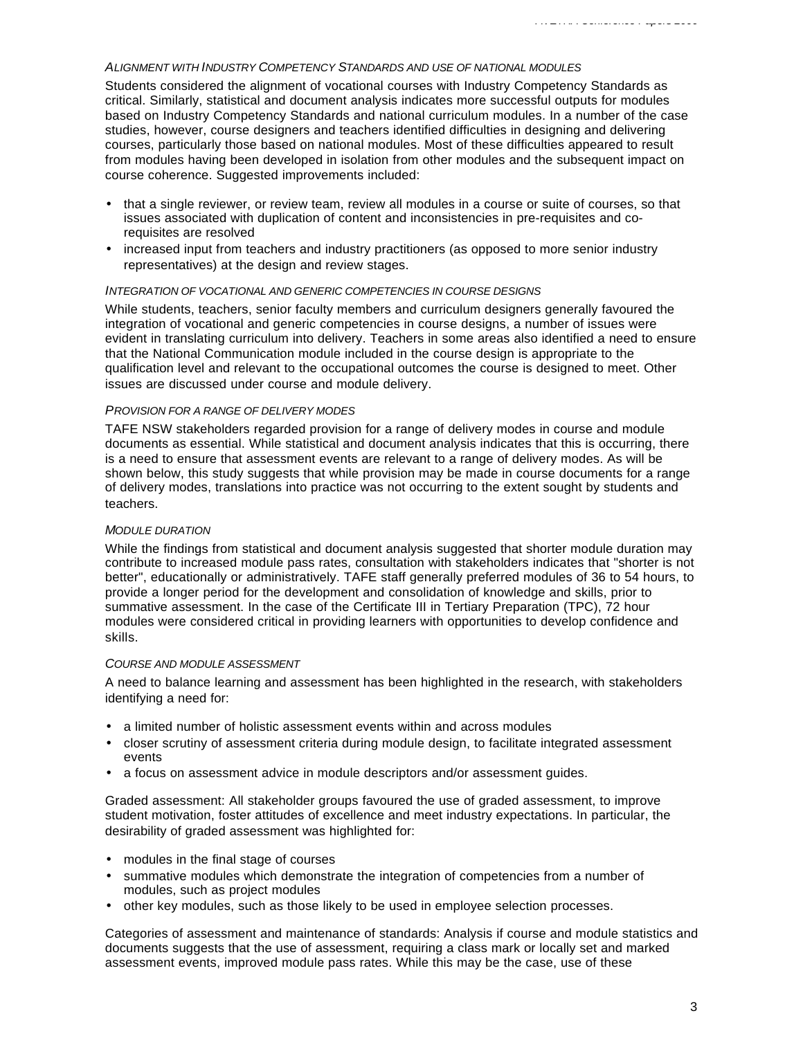*ALIGNMENT WITH INDUSTRY COMPETENCY STANDARDS AND USE OF NATIONAL MODULES*

Students considered the alignment of vocational courses with Industry Competency Standards as critical. Similarly, statistical and document analysis indicates more successful outputs for modules based on Industry Competency Standards and national curriculum modules. In a number of the case studies, however, course designers and teachers identified difficulties in designing and delivering courses, particularly those based on national modules. Most of these difficulties appeared to result from modules having been developed in isolation from other modules and the subsequent impact on course coherence. Suggested improvements included:

- that a single reviewer, or review team, review all modules in a course or suite of courses, so that issues associated with duplication of content and inconsistencies in pre-requisites and co-requisites are resolved
- increased input from teachers and industry practitioners (as opposed to more senior industry representatives) at the design and review stages.

*INTEGRATION OF VOCATIONAL AND GENERIC COMPETENCIES IN COURSE DESIGNS*

While students, teachers, senior faculty members and curriculum designers generally favoured the integration of vocational and generic competencies in course designs, a number of issues were evident in translating curriculum into delivery. Teachers in some areas also identified a need to ensure that the National Communication module included in the course design is appropriate to the qualification level and relevant to the occupational outcomes the course is designed to meet. Other issues are discussed under course and module delivery.

*PROVISION FOR A RANGE OF DELIVERY MODES*

TAFE NSW stakeholders regarded provision for a range of delivery modes in course and module documents as essential. While statistical and document analysis indicates that this is occurring, there is a need to ensure that assessment events are relevant to a range of delivery modes. As will be shown below, this study suggests that while provision may be made in course documents for a range of delivery modes, translations into practice was not occurring to the extent sought by students and teachers.

*MODULE DURATION*

While the findings from statistical and document analysis suggested that shorter module duration may contribute to increased module pass rates, consultation with stakeholders indicates that "shorter is not better", educationally or administratively. TAFE staff generally preferred modules of 36 to 54 hours, to provide a longer period for the development and consolidation of knowledge and skills, prior to summative assessment. In the case of the Certificate III in Tertiary Preparation (TPC), 72 hour modules were considered critical in providing learners with opportunities to develop confidence and skills.

*COURSE AND MODULE ASSESSMENT*

A need to balance learning and assessment has been highlighted in the research, with stakeholders identifying a need for:

- a limited number of holistic assessment events within and across modules
- closer scrutiny of assessment criteria during module design, to facilitate integrated assessment events
- a focus on assessment advice in module descriptors and/or assessment guides.

Graded assessment: All stakeholder groups favoured the use of graded assessment, to improve student motivation, foster attitudes of excellence and meet industry expectations. In particular, the desirability of graded assessment was highlighted for:

- modules in the final stage of courses
- summative modules which demonstrate the integration of competencies from a number of modules, such as project modules
- other key modules, such as those likely to be used in employee selection processes.

Categories of assessment and maintenance of standards: Analysis if course and module statistics and documents suggests that the use of assessment, requiring a class mark or locally set and marked assessment events, improved module pass rates. While this may be the case, use of these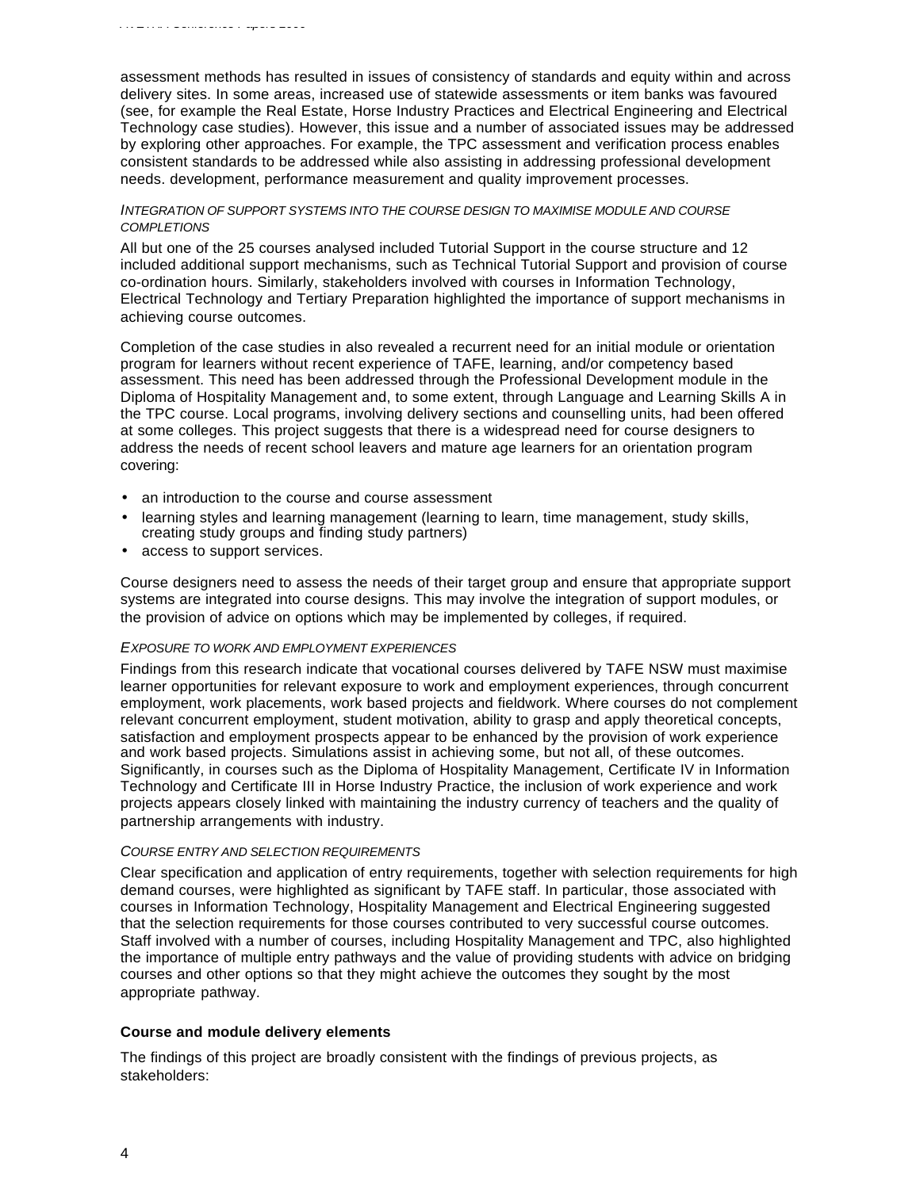assessment methods has resulted in issues of consistency of standards and equity within and across delivery sites. In some areas, increased use of statewide assessments or item banks was favoured (see, for example the Real Estate, Horse Industry Practices and Electrical Engineering and Electrical Technology case studies). However, this issue and a number of associated issues may be addressed by exploring other approaches. For example, the TPC assessment and verification process enables consistent standards to be addressed while also assisting in addressing professional development needs. development, performance measurement and quality improvement processes.

#### *INTEGRATION OF SUPPORT SYSTEMS INTO THE COURSE DESIGN TO MAXIMISE MODULE AND COURSE COMPLETIONS*

All but one of the 25 courses analysed included Tutorial Support in the course structure and 12 included additional support mechanisms, such as Technical Tutorial Support and provision of course co-ordination hours. Similarly, stakeholders involved with courses in Information Technology, Electrical Technology and Tertiary Preparation highlighted the importance of support mechanisms in achieving course outcomes.

Completion of the case studies in also revealed a recurrent need for an initial module or orientation program for learners without recent experience of TAFE, learning, and/or competency based assessment. This need has been addressed through the Professional Development module in the Diploma of Hospitality Management and, to some extent, through Language and Learning Skills A in the TPC course. Local programs, involving delivery sections and counselling units, had been offered at some colleges. This project suggests that there is a widespread need for course designers to address the needs of recent school leavers and mature age learners for an orientation program covering:

- an introduction to the course and course assessment
- learning styles and learning management (learning to learn, time management, study skills, creating study groups and finding study partners)
- access to support services.

Course designers need to assess the needs of their target group and ensure that appropriate support systems are integrated into course designs. This may involve the integration of support modules, or the provision of advice on options which may be implemented by colleges, if required.

#### *EXPOSURE TO WORK AND EMPLOYMENT EXPERIENCES*

Findings from this research indicate that vocational courses delivered by TAFE NSW must maximise learner opportunities for relevant exposure to work and employment experiences, through concurrent employment, work placements, work based projects and fieldwork. Where courses do not complement relevant concurrent employment, student motivation, ability to grasp and apply theoretical concepts, satisfaction and employment prospects appear to be enhanced by the provision of work experience and work based projects. Simulations assist in achieving some, but not all, of these outcomes. Significantly, in courses such as the Diploma of Hospitality Management, Certificate IV in Information Technology and Certificate III in Horse Industry Practice, the inclusion of work experience and work projects appears closely linked with maintaining the industry currency of teachers and the quality of partnership arrangements with industry.

#### *COURSE ENTRY AND SELECTION REQUIREMENTS*

Clear specification and application of entry requirements, together with selection requirements for high demand courses, were highlighted as significant by TAFE staff. In particular, those associated with courses in Information Technology, Hospitality Management and Electrical Engineering suggested that the selection requirements for those courses contributed to very successful course outcomes. Staff involved with a number of courses, including Hospitality Management and TPC, also highlighted the importance of multiple entry pathways and the value of providing students with advice on bridging courses and other options so that they might achieve the outcomes they sought by the most appropriate pathway.

### Course and module delivery elements

The findings of this project are broadly consistent with the findings of previous projects, as stakeholders: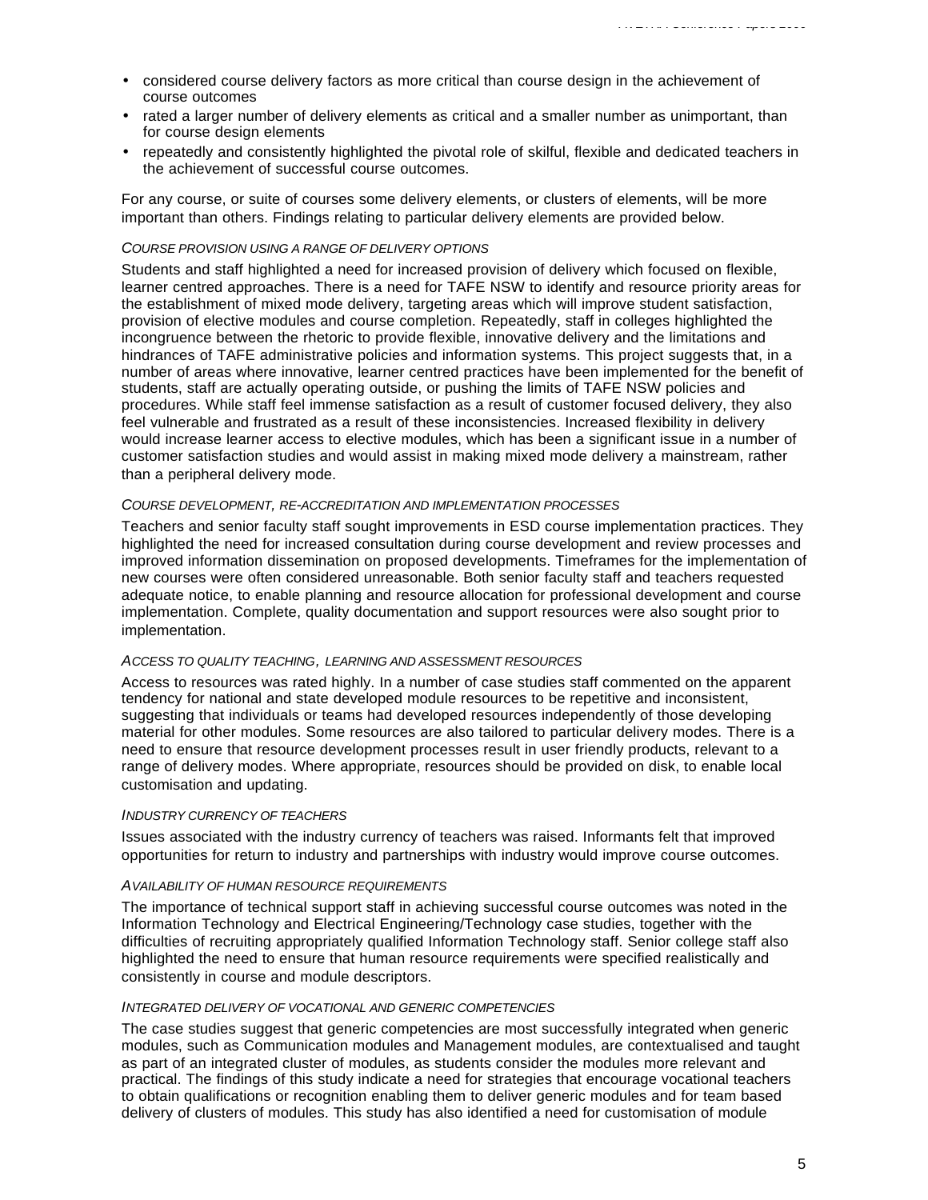- considered course delivery factors as more critical than course design in the achievement of course outcomes
- rated a larger number of delivery elements as critical and a smaller number as unimportant, than for course design elements
- repeatedly and consistently highlighted the pivotal role of skilful, flexible and dedicated teachers in the achievement of successful course outcomes.

For any course, or suite of courses some delivery elements, or clusters of elements, will be more important than others. Findings relating to particular delivery elements are provided below.

*COURSE PROVISION USING A RANGE OF DELIVERY OPTIONS*

Students and staff highlighted a need for increased provision of delivery which focused on flexible, learner centred approaches. There is a need for TAFE NSW to identify and resource priority areas for the establishment of mixed mode delivery, targeting areas which will improve student satisfaction, provision of elective modules and course completion. Repeatedly, staff in colleges highlighted the incongruence between the rhetoric to provide flexible, innovative delivery and the limitations and hindrances of TAFE administrative policies and information systems. This project suggests that, in a number of areas where innovative, learner centred practices have been implemented for the benefit of students, staff are actually operating outside, or pushing the limits of TAFE NSW policies and procedures. While staff feel immense satisfaction as a result of customer focused delivery, they also feel vulnerable and frustrated as a result of these inconsistencies. Increased flexibility in delivery would increase learner access to elective modules, which has been a significant issue in a number of customer satisfaction studies and would assist in making mixed mode delivery a mainstream, rather than a peripheral delivery mode.

*COURSE DEVELOPMENT, RE-ACCREDITATION AND IMPLEMENTATION PROCESSES*

Teachers and senior faculty staff sought improvements in ESD course implementation practices. They highlighted the need for increased consultation during course development and review processes and improved information dissemination on proposed developments. Timeframes for the implementation of new courses were often considered unreasonable. Both senior faculty staff and teachers requested adequate notice, to enable planning and resource allocation for professional development and course implementation. Complete, quality documentation and support resources were also sought prior to implementation.

*ACCESS TO QUALITY TEACHING, LEARNING AND ASSESSMENT RESOURCES*

Access to resources was rated highly. In a number of case studies staff commented on the apparent tendency for national and state developed module resources to be repetitive and inconsistent, suggesting that individuals or teams had developed resources independently of those developing material for other modules. Some resources are also tailored to particular delivery modes. There is a need to ensure that resource development processes result in user friendly products, relevant to a range of delivery modes. Where appropriate, resources should be provided on disk, to enable local customisation and updating.

*INDUSTRY CURRENCY OF TEACHERS*

Issues associated with the industry currency of teachers was raised. Informants felt that improved opportunities for return to industry and partnerships with industry would improve course outcomes.

*AVAILABILITY OF HUMAN RESOURCE REQUIREMENTS*

The importance of technical support staff in achieving successful course outcomes was noted in the Information Technology and Electrical Engineering/Technology case studies, together with the difficulties of recruiting appropriately qualified Information Technology staff. Senior college staff also highlighted the need to ensure that human resource requirements were specified realistically and consistently in course and module descriptors.

*INTEGRATED DELIVERY OF VOCATIONAL AND GENERIC COMPETENCIES*

The case studies suggest that generic competencies are most successfully integrated when generic modules, such as Communication modules and Management modules, are contextualised and taught as part of an integrated cluster of modules, as students consider the modules more relevant and practical. The findings of this study indicate a need for strategies that encourage vocational teachers to obtain qualifications or recognition enabling them to deliver generic modules and for team based delivery of clusters of modules. This study has also identified a need for customisation of module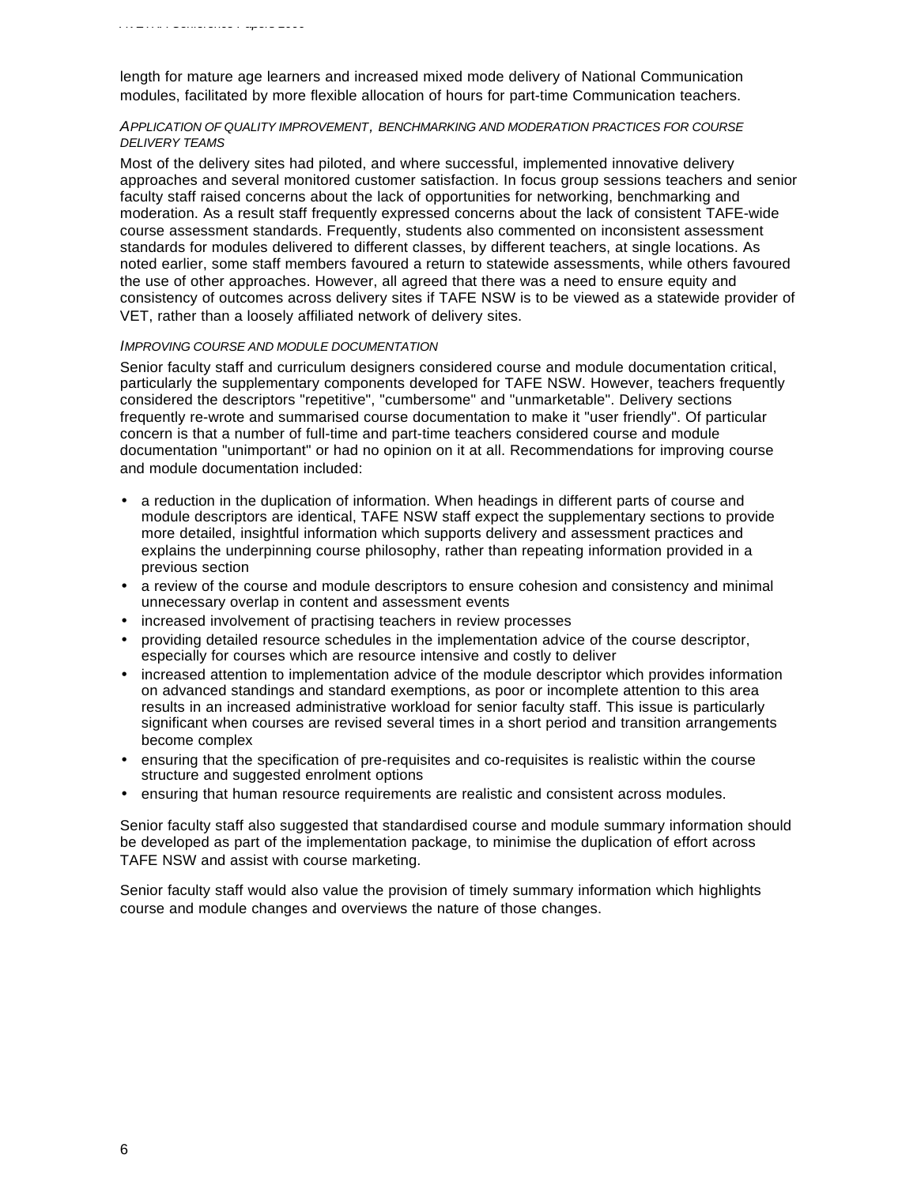length for mature age learners and increased mixed mode delivery of National Communication modules, facilitated by more flexible allocation of hours for part-time Communication teachers.

### *Application of quality improvement, benchmarking and moderation practices for course delivery teams*

Most of the delivery sites had piloted, and where successful, implemented innovative delivery approaches and several monitored customer satisfaction. In focus group sessions teachers and senior faculty staff raised concerns about the lack of opportunities for networking, benchmarking and moderation. As a result staff frequently expressed concerns about the lack of consistent TAFE-wide course assessment standards. Frequently, students also commented on inconsistent assessment standards for modules delivered to different classes, by different teachers, at single locations. As noted earlier, some staff members favoured a return to statewide assessments, while others favoured the use of other approaches. However, all agreed that there was a need to ensure equity and consistency of outcomes across delivery sites if TAFE NSW is to be viewed as a statewide provider of VET, rather than a loosely affiliated network of delivery sites.

### *Improving course and module documentation*

Senior faculty staff and curriculum designers considered course and module documentation critical, particularly the supplementary components developed for TAFE NSW. However, teachers frequently considered the descriptors "repetitive", "cumbersome" and "unmarketable". Delivery sections frequently re-wrote and summarised course documentation to make it "user friendly". Of particular concern is that a number of full-time and part-time teachers considered course and module documentation "unimportant" or had no opinion on it at all. Recommendations for improving course and module documentation included:

- a reduction in the duplication of information. When headings in different parts of course and module descriptors are identical, TAFE NSW staff expect the supplementary sections to provide more detailed, insightful information which supports delivery and assessment practices and explains the underpinning course philosophy, rather than repeating information provided in a previous section
- a review of the course and module descriptors to ensure cohesion and consistency and minimal unnecessary overlap in content and assessment events
- increased involvement of practising teachers in review processes
- providing detailed resource schedules in the implementation advice of the course descriptor, especially for courses which are resource intensive and costly to deliver
- increased attention to implementation advice of the module descriptor which provides information on advanced standings and standard exemptions, as poor or incomplete attention to this area results in an increased administrative workload for senior faculty staff. This issue is particularly significant when courses are revised several times in a short period and transition arrangements become complex
- ensuring that the specification of pre-requisites and co-requisites is realistic within the course structure and suggested enrolment options
- ensuring that human resource requirements are realistic and consistent across modules.

Senior faculty staff also suggested that standardised course and module summary information should be developed as part of the implementation package, to minimise the duplication of effort across TAFE NSW and assist with course marketing.

Senior faculty staff would also value the provision of timely summary information which highlights course and module changes and overviews the nature of those changes.